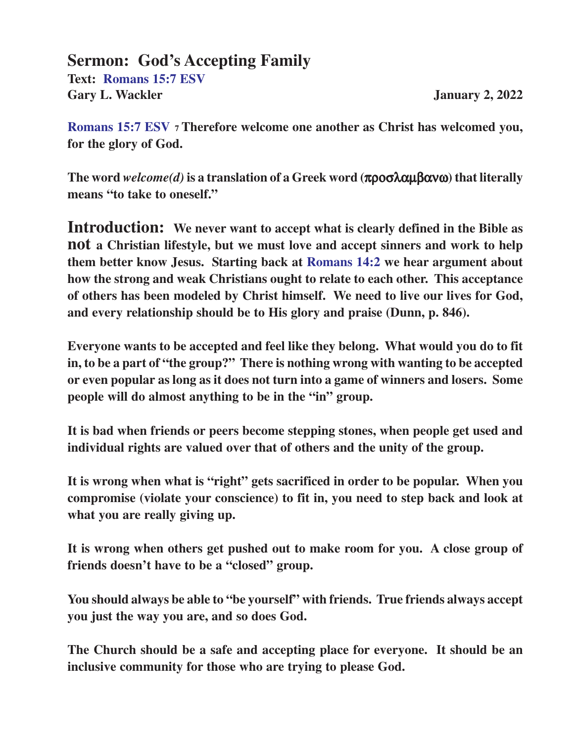# Sermon: God's Accepting Family

**Text: Romans 15:7 ESV**
**Gary L. Wackler** **January 2, 2022**

**Romans 15:7 ESV** 7 **Therefore welcome one another as Christ has welcomed you, for the glory of God.**

**The word *welcome(d)* is a translation of a Greek word (προσλαμβανω) that literally means "to take to oneself."**

**Introduction:** **We never want to accept what is clearly defined in the Bible as not a Christian lifestyle, but we must love and accept sinners and work to help them better know Jesus. Starting back at Romans 14:2 we hear argument about how the strong and weak Christians ought to relate to each other. This acceptance of others has been modeled by Christ himself. We need to live our lives for God, and every relationship should be to His glory and praise (Dunn, p. 846).**

**Everyone wants to be accepted and feel like they belong. What would you do to fit in, to be a part of "the group?" There is nothing wrong with wanting to be accepted or even popular as long as it does not turn into a game of winners and losers. Some people will do almost anything to be in the "in" group.**

**It is bad when friends or peers become stepping stones, when people get used and individual rights are valued over that of others and the unity of the group.**

**It is wrong when what is "right" gets sacrificed in order to be popular. When you compromise (violate your conscience) to fit in, you need to step back and look at what you are really giving up.**

**It is wrong when others get pushed out to make room for you. A close group of friends doesn't have to be a "closed" group.**

**You should always be able to "be yourself" with friends. True friends always accept you just the way you are, and so does God.**

**The Church should be a safe and accepting place for everyone. It should be an inclusive community for those who are trying to please God.**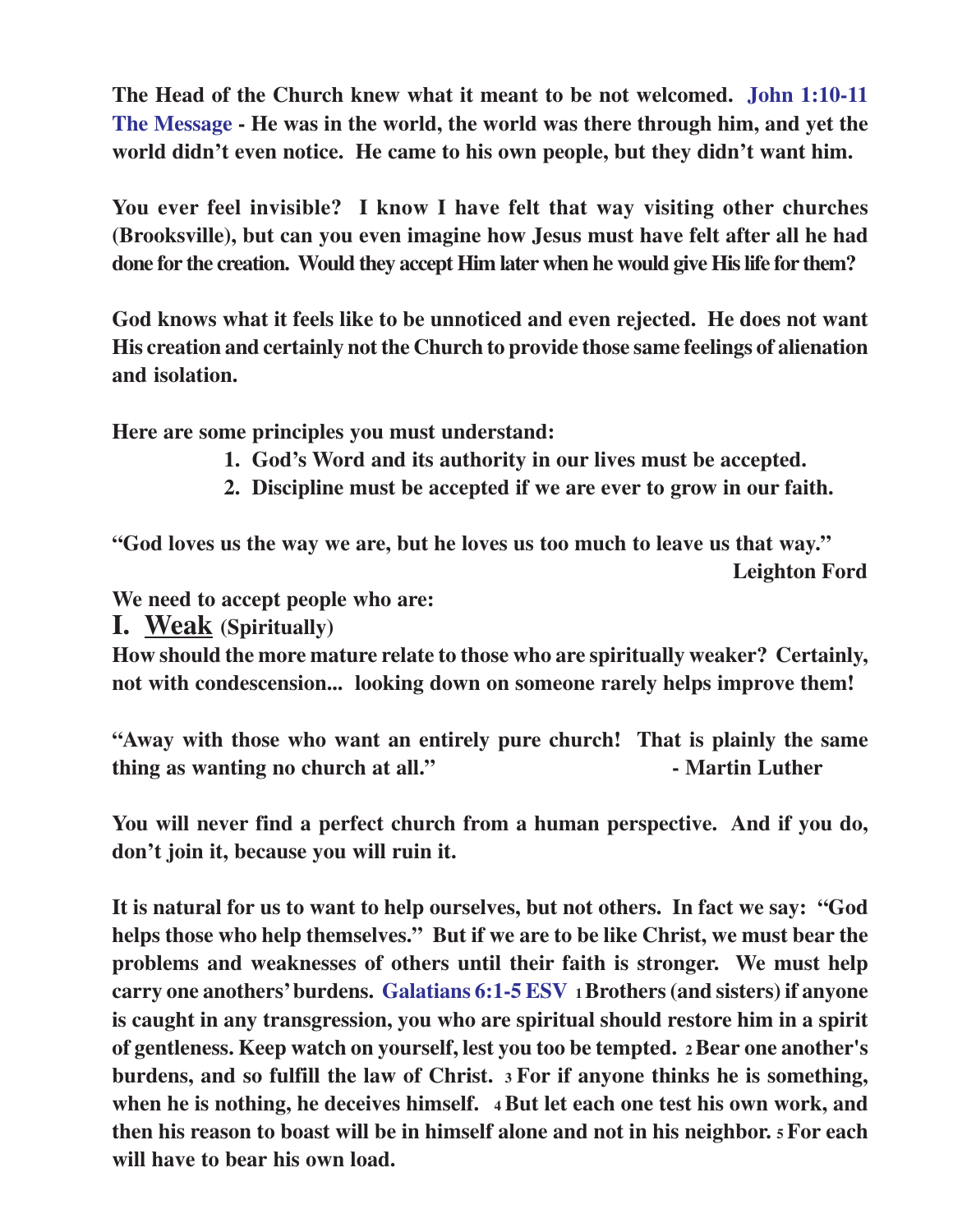**The Head of the Church knew what it meant to be not welcomed. John 1:10-11 The Message - He was in the world, the world was there through him, and yet the world didn't even notice. He came to his own people, but they didn't want him.**

**You ever feel invisible? I know I have felt that way visiting other churches (Brooksville), but can you even imagine how Jesus must have felt after all he had done for the creation. Would they accept Him later when he would give His life for them?**

**God knows what it feels like to be unnoticed and even rejected. He does not want His creation and certainly not the Church to provide those same feelings of alienation and isolation.**

**Here are some principles you must understand:**

1. **God's Word and its authority in our lives must be accepted.**
2. **Discipline must be accepted if we are ever to grow in our faith.**

**"God loves us the way we are, but he loves us too much to leave us that way."**
**Leighton Ford**

**We need to accept people who are:**

## I. <u>Weak</u> (Spiritually)

**How should the more mature relate to those who are spiritually weaker? Certainly, not with condescension... looking down on someone rarely helps improve them!**

**"Away with those who want an entirely pure church! That is plainly the same thing as wanting no church at all." - Martin Luther**

**You will never find a perfect church from a human perspective. And if you do, don't join it, because you will ruin it.**

**It is natural for us to want to help ourselves, but not others. In fact we say: "God helps those who help themselves." But if we are to be like Christ, we must bear the problems and weaknesses of others until their faith is stronger. We must help carry one anothers' burdens. Galatians 6:1-5 ESV 1 Brothers (and sisters) if anyone is caught in any transgression, you who are spiritual should restore him in a spirit of gentleness. Keep watch on yourself, lest you too be tempted. 2 Bear one another's burdens, and so fulfill the law of Christ. 3 For if anyone thinks he is something, when he is nothing, he deceives himself. 4 But let each one test his own work, and then his reason to boast will be in himself alone and not in his neighbor. 5 For each will have to bear his own load.**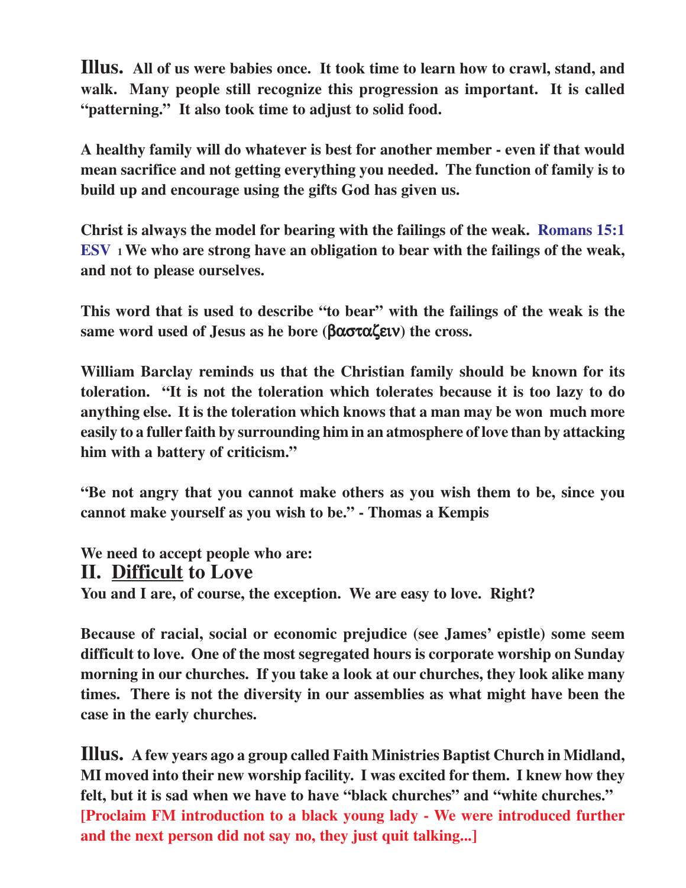**Illus.** **All of us were babies once. It took time to learn how to crawl, stand, and walk. Many people still recognize this progression as important. It is called "patterning." It also took time to adjust to solid food.**

**A healthy family will do whatever is best for another member - even if that would mean sacrifice and not getting everything you needed. The function of family is to build up and encourage using the gifts God has given us.**

**Christ is always the model for bearing with the failings of the weak. Romans 15:1 ESV 1 We who are strong have an obligation to bear with the failings of the weak, and not to please ourselves.**

**This word that is used to describe "to bear" with the failings of the weak is the same word used of Jesus as he bore (βασταζειν) the cross.**

**William Barclay reminds us that the Christian family should be known for its toleration. "It is not the toleration which tolerates because it is too lazy to do anything else. It is the toleration which knows that a man may be won much more easily to a fuller faith by surrounding him in an atmosphere of love than by attacking him with a battery of criticism."**

**"Be not angry that you cannot make others as you wish them to be, since you cannot make yourself as you wish to be." - Thomas a Kempis**

**We need to accept people who are:**

## II. <u>Difficult</u> to Love

**You and I are, of course, the exception. We are easy to love. Right?**

**Because of racial, social or economic prejudice (see James' epistle) some seem difficult to love. One of the most segregated hours is corporate worship on Sunday morning in our churches. If you take a look at our churches, they look alike many times. There is not the diversity in our assemblies as what might have been the case in the early churches.**

**Illus.** **A few years ago a group called Faith Ministries Baptist Church in Midland, MI moved into their new worship facility. I was excited for them. I knew how they felt, but it is sad when we have to have "black churches" and "white churches."**
**[Proclaim FM introduction to a black young lady - We were introduced further and the next person did not say no, they just quit talking...]**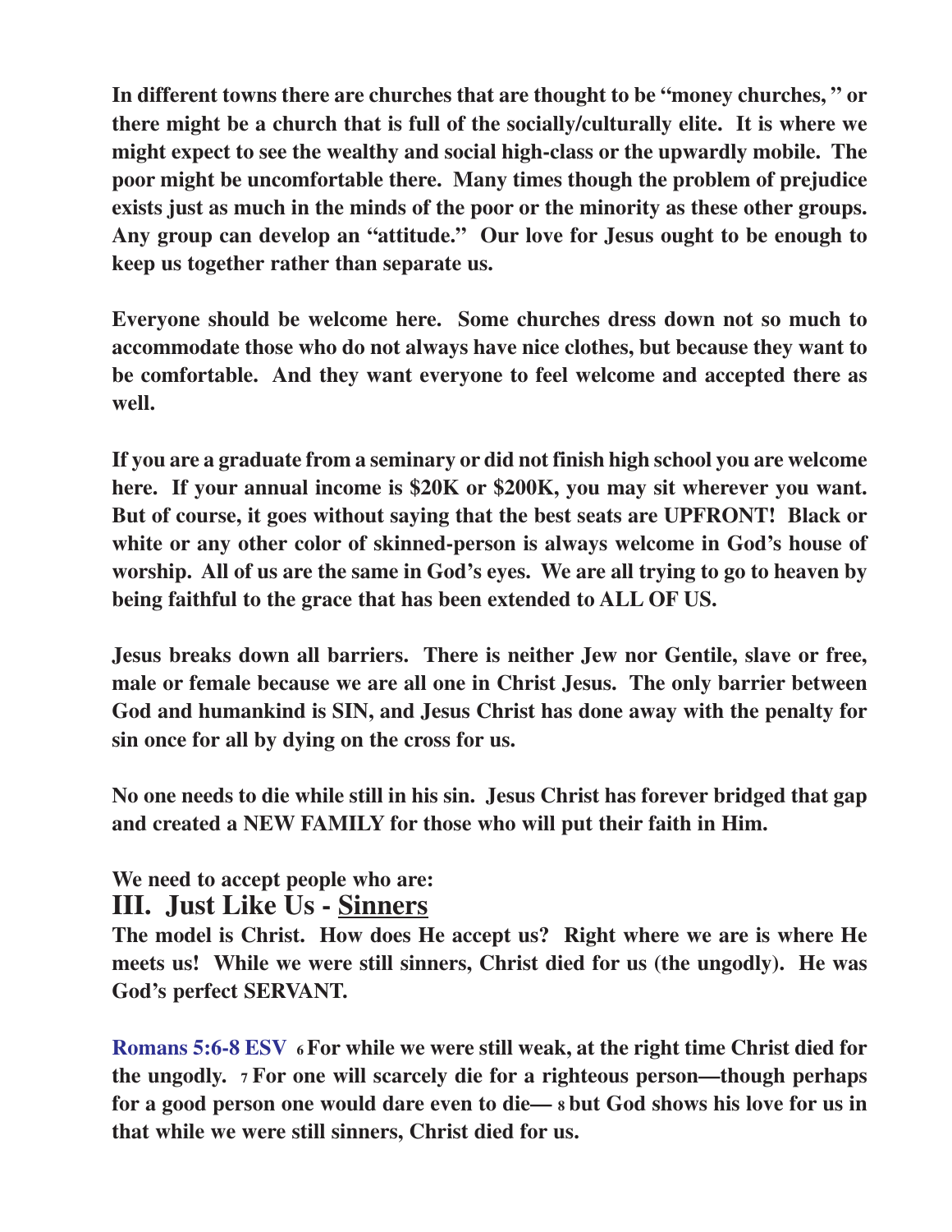**In different towns there are churches that are thought to be "money churches, " or there might be a church that is full of the socially/culturally elite. It is where we might expect to see the wealthy and social high-class or the upwardly mobile. The poor might be uncomfortable there. Many times though the problem of prejudice exists just as much in the minds of the poor or the minority as these other groups. Any group can develop an "attitude." Our love for Jesus ought to be enough to keep us together rather than separate us.**

**Everyone should be welcome here. Some churches dress down not so much to accommodate those who do not always have nice clothes, but because they want to be comfortable. And they want everyone to feel welcome and accepted there as well.**

**If you are a graduate from a seminary or did not finish high school you are welcome here. If your annual income is $20K or $200K, you may sit wherever you want. But of course, it goes without saying that the best seats are UPFRONT! Black or white or any other color of skinned-person is always welcome in God's house of worship. All of us are the same in God's eyes. We are all trying to go to heaven by being faithful to the grace that has been extended to ALL OF US.**

**Jesus breaks down all barriers. There is neither Jew nor Gentile, slave or free, male or female because we are all one in Christ Jesus. The only barrier between God and humankind is SIN, and Jesus Christ has done away with the penalty for sin once for all by dying on the cross for us.**

**No one needs to die while still in his sin. Jesus Christ has forever bridged that gap and created a NEW FAMILY for those who will put their faith in Him.**

**We need to accept people who are:**

## III. Just Like Us - <u>Sinners</u>

**The model is Christ. How does He accept us? Right where we are is where He meets us! While we were still sinners, Christ died for us (the ungodly). He was God's perfect SERVANT.**

**Romans 5:6-8 ESV** **6 For while we were still weak, at the right time Christ died for the ungodly. 7 For one will scarcely die for a righteous person—though perhaps for a good person one would dare even to die— 8 but God shows his love for us in that while we were still sinners, Christ died for us.**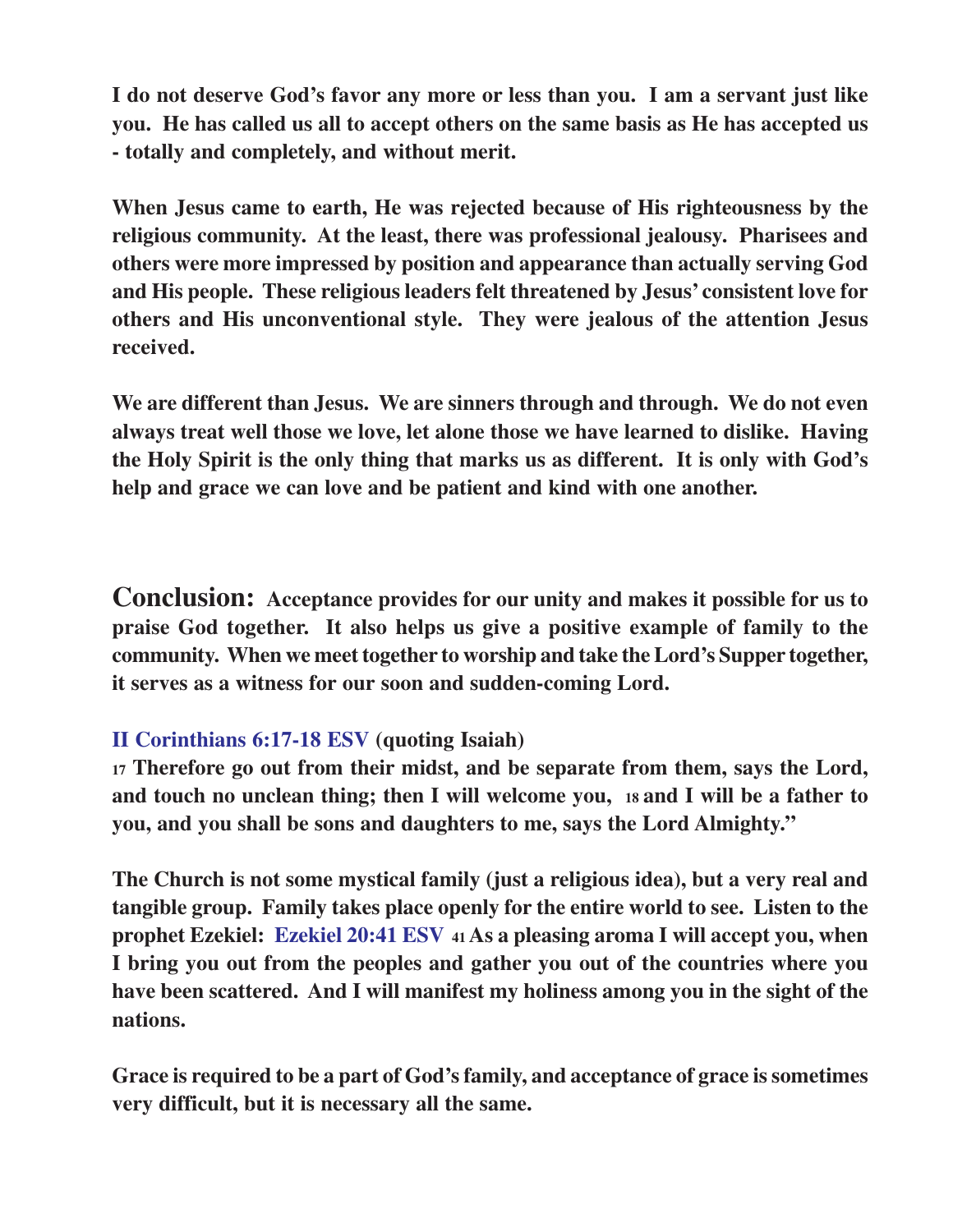**I do not deserve God's favor any more or less than you. I am a servant just like you. He has called us all to accept others on the same basis as He has accepted us - totally and completely, and without merit.**

**When Jesus came to earth, He was rejected because of His righteousness by the religious community. At the least, there was professional jealousy. Pharisees and others were more impressed by position and appearance than actually serving God and His people. These religious leaders felt threatened by Jesus' consistent love for others and His unconventional style. They were jealous of the attention Jesus received.**

**We are different than Jesus. We are sinners through and through. We do not even always treat well those we love, let alone those we have learned to dislike. Having the Holy Spirit is the only thing that marks us as different. It is only with God's help and grace we can love and be patient and kind with one another.**

**Conclusion:** **Acceptance provides for our unity and makes it possible for us to praise God together. It also helps us give a positive example of family to the community. When we meet together to worship and take the Lord's Supper together, it serves as a witness for our soon and sudden-coming Lord.**

**II Corinthians 6:17-18 ESV (quoting Isaiah)**
**17 Therefore go out from their midst, and be separate from them, says the Lord, and touch no unclean thing; then I will welcome you, 18 and I will be a father to you, and you shall be sons and daughters to me, says the Lord Almighty."**

**The Church is not some mystical family (just a religious idea), but a very real and tangible group. Family takes place openly for the entire world to see. Listen to the prophet Ezekiel: Ezekiel 20:41 ESV 41 As a pleasing aroma I will accept you, when I bring you out from the peoples and gather you out of the countries where you have been scattered. And I will manifest my holiness among you in the sight of the nations.**

**Grace is required to be a part of God's family, and acceptance of grace is sometimes very difficult, but it is necessary all the same.**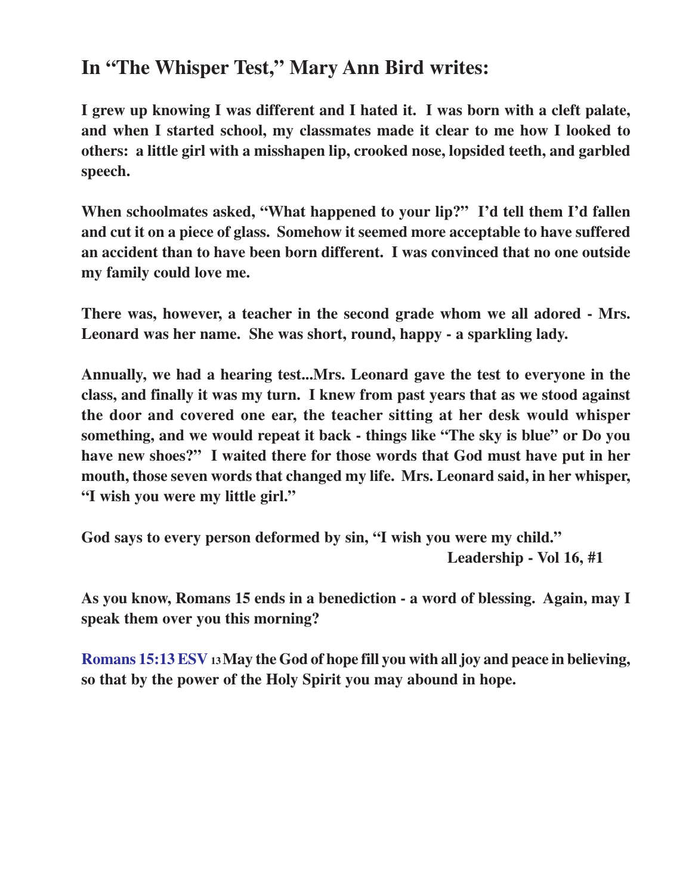## In "The Whisper Test," Mary Ann Bird writes:

**I grew up knowing I was different and I hated it. I was born with a cleft palate, and when I started school, my classmates made it clear to me how I looked to others: a little girl with a misshapen lip, crooked nose, lopsided teeth, and garbled speech.**

**When schoolmates asked, "What happened to your lip?" I'd tell them I'd fallen and cut it on a piece of glass. Somehow it seemed more acceptable to have suffered an accident than to have been born different. I was convinced that no one outside my family could love me.**

**There was, however, a teacher in the second grade whom we all adored - Mrs. Leonard was her name. She was short, round, happy - a sparkling lady.**

**Annually, we had a hearing test...Mrs. Leonard gave the test to everyone in the class, and finally it was my turn. I knew from past years that as we stood against the door and covered one ear, the teacher sitting at her desk would whisper something, and we would repeat it back - things like "The sky is blue" or Do you have new shoes?" I waited there for those words that God must have put in her mouth, those seven words that changed my life. Mrs. Leonard said, in her whisper, "I wish you were my little girl."**

**God says to every person deformed by sin, "I wish you were my child."**

**Leadership - Vol 16, #1**

**As you know, Romans 15 ends in a benediction - a word of blessing. Again, may I speak them over you this morning?**

**Romans 15:13 ESV 13 May the God of hope fill you with all joy and peace in believing, so that by the power of the Holy Spirit you may abound in hope.**